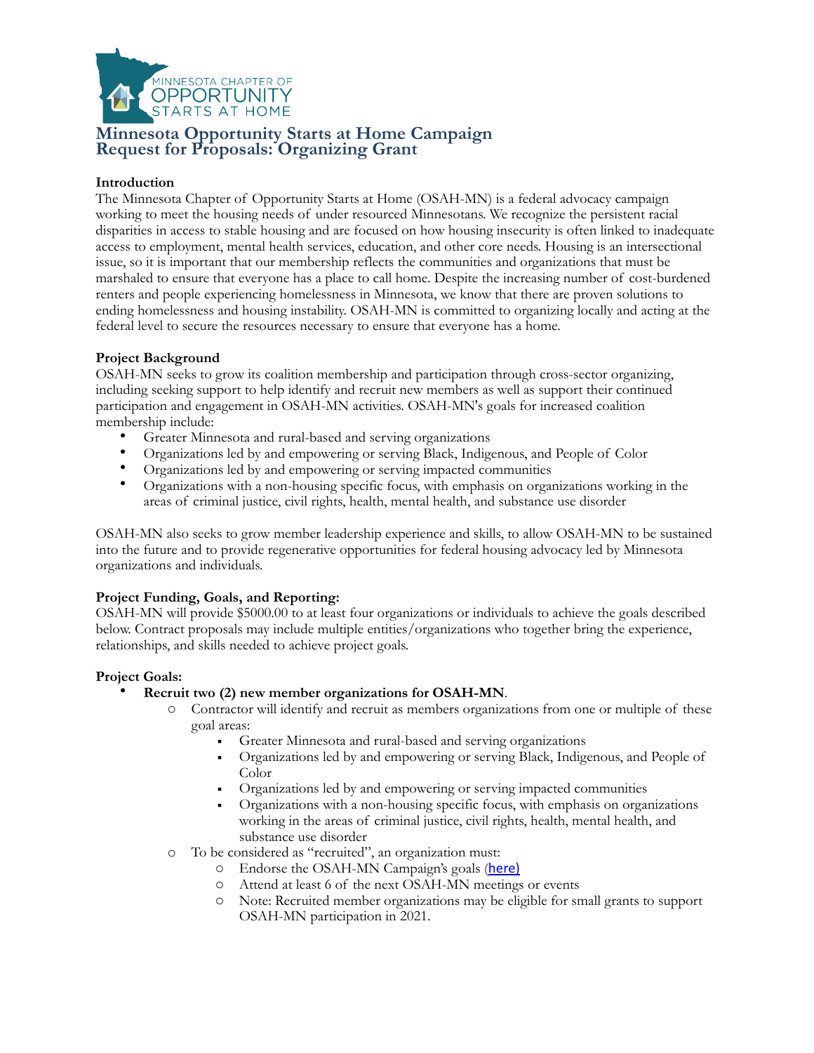MINNESOTA CHAPTER OF OPPORTUNITY STARTS AT HOME

# Minnesota Opportunity Starts at Home Campaign
# Request for Proposals: Organizing Grant

**Introduction**

The Minnesota Chapter of Opportunity Starts at Home (OSAH-MN) is a federal advocacy campaign working to meet the housing needs of under resourced Minnesotans. We recognize the persistent racial disparities in access to stable housing and are focused on how housing insecurity is often linked to inadequate access to employment, mental health services, education, and other core needs. Housing is an intersectional issue, so it is important that our membership reflects the communities and organizations that must be marshaled to ensure that everyone has a place to call home. Despite the increasing number of cost-burdened renters and people experiencing homelessness in Minnesota, we know that there are proven solutions to ending homelessness and housing instability. OSAH-MN is committed to organizing locally and acting at the federal level to secure the resources necessary to ensure that everyone has a home.

**Project Background**

OSAH-MN seeks to grow its coalition membership and participation through cross-sector organizing, including seeking support to help identify and recruit new members as well as support their continued participation and engagement in OSAH-MN activities. OSAH-MN's goals for increased coalition membership include:

- Greater Minnesota and rural-based and serving organizations
- Organizations led by and empowering or serving Black, Indigenous, and People of Color
- Organizations led by and empowering or serving impacted communities
- Organizations with a non-housing specific focus, with emphasis on organizations working in the areas of criminal justice, civil rights, health, mental health, and substance use disorder

OSAH-MN also seeks to grow member leadership experience and skills, to allow OSAH-MN to be sustained into the future and to provide regenerative opportunities for federal housing advocacy led by Minnesota organizations and individuals.

**Project Funding, Goals, and Reporting:**

OSAH-MN will provide $5000.00 to at least four organizations or individuals to achieve the goals described below. Contract proposals may include multiple entities/organizations who together bring the experience, relationships, and skills needed to achieve project goals.

**Project Goals:**

- **Recruit two (2) new member organizations for OSAH-MN**.
  - Contractor will identify and recruit as members organizations from one or multiple of these goal areas:
    - Greater Minnesota and rural-based and serving organizations
    - Organizations led by and empowering or serving Black, Indigenous, and People of Color
    - Organizations led by and empowering or serving impacted communities
    - Organizations with a non-housing specific focus, with emphasis on organizations working in the areas of criminal justice, civil rights, health, mental health, and substance use disorder
  - To be considered as "recruited", an organization must:
    - Endorse the OSAH-MN Campaign's goals (here)
    - Attend at least 6 of the next OSAH-MN meetings or events
    - Note: Recruited member organizations may be eligible for small grants to support OSAH-MN participation in 2021.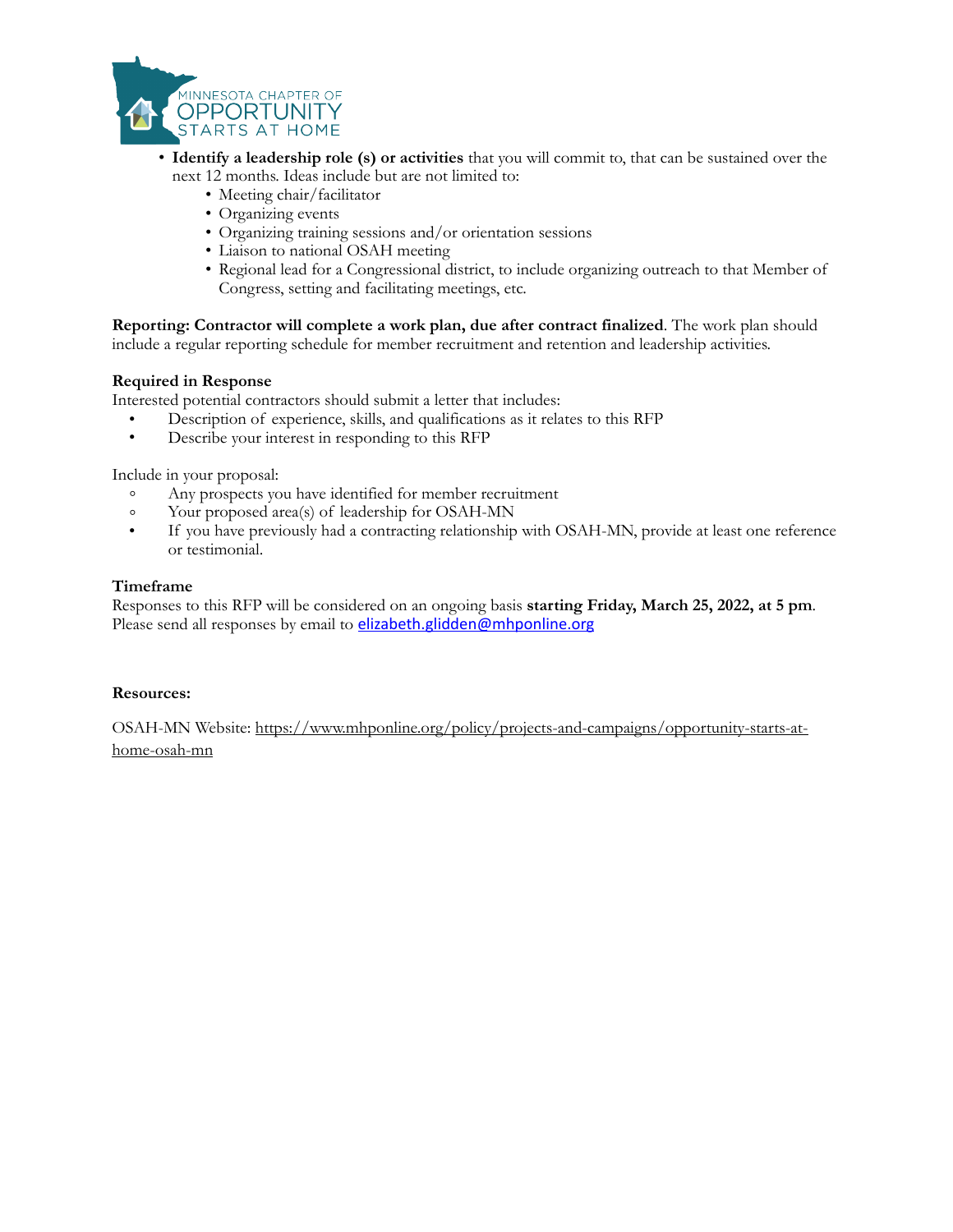- **Identify a leadership role (s) or activities** that you will commit to, that can be sustained over the next 12 months. Ideas include but are not limited to:
  - Meeting chair/facilitator
  - Organizing events
  - Organizing training sessions and/or orientation sessions
  - Liaison to national OSAH meeting
  - Regional lead for a Congressional district, to include organizing outreach to that Member of Congress, setting and facilitating meetings, etc.

**Reporting: Contractor will complete a work plan, due after contract finalized**. The work plan should include a regular reporting schedule for member recruitment and retention and leadership activities.

**Required in Response**

Interested potential contractors should submit a letter that includes:

- Description of experience, skills, and qualifications as it relates to this RFP
- Describe your interest in responding to this RFP

Include in your proposal:

- Any prospects you have identified for member recruitment
- Your proposed area(s) of leadership for OSAH-MN
- If you have previously had a contracting relationship with OSAH-MN, provide at least one reference or testimonial.

**Timeframe**

Responses to this RFP will be considered on an ongoing basis **starting Friday, March 25, 2022, at 5 pm**. Please send all responses by email to elizabeth.glidden@mhponline.org

**Resources:**

OSAH-MN Website: https://www.mhponline.org/policy/projects-and-campaigns/opportunity-starts-at-home-osah-mn